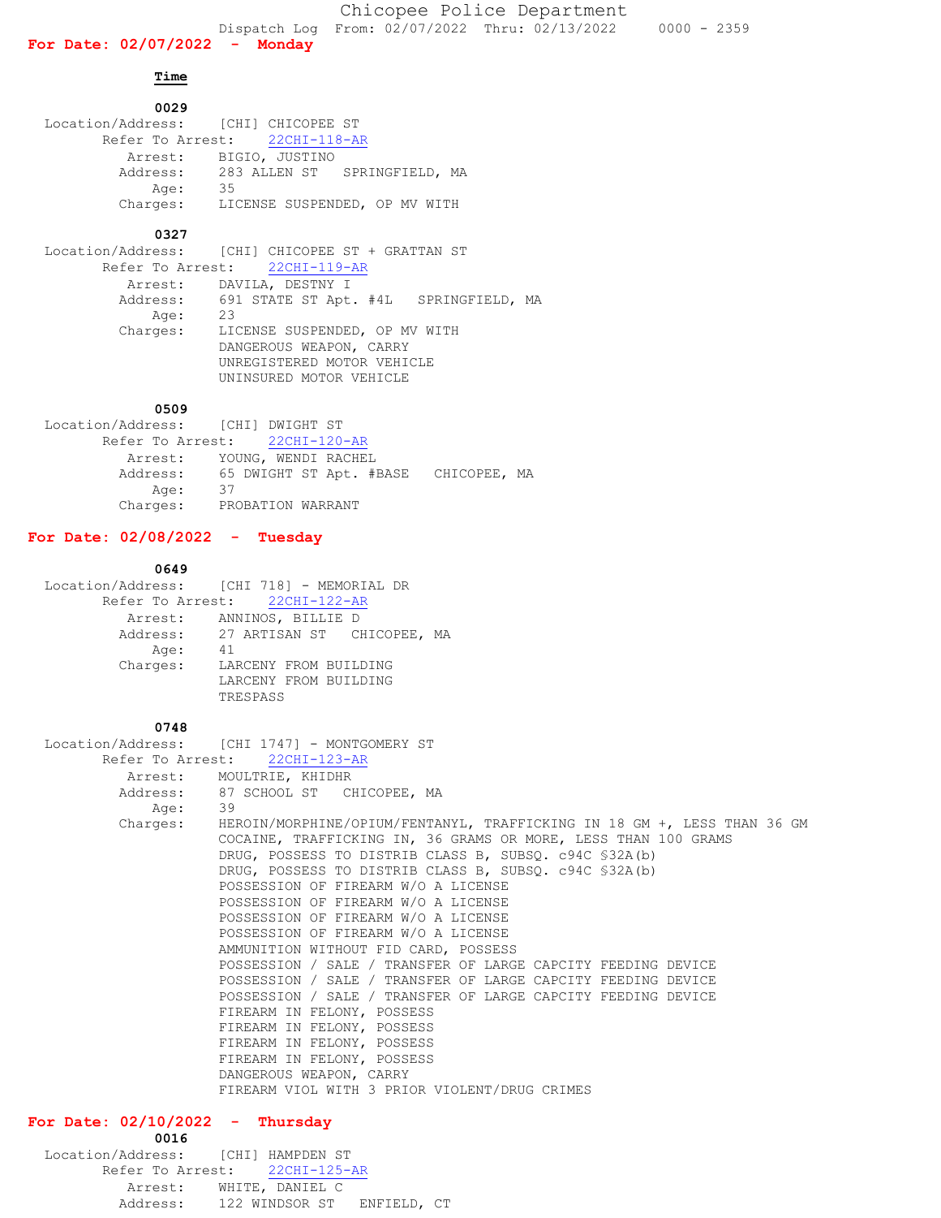# Chicopee Police Department

Dispatch Log From: 02/07/2022 Thru: 02/13/2022 0000 - 2359

## For Date: 02/07/2022 - Monday

**Time**

**0029**

Location/Address: [CHI] CHICOPEE ST
Refer To Arrest: 22CHI-118-AR
Arrest: BIGIO, JUSTINO
Address: 283 ALLEN ST SPRINGFIELD, MA
Age: 35
Charges: LICENSE SUSPENDED, OP MV WITH

**0327**

Location/Address: [CHI] CHICOPEE ST + GRATTAN ST
Refer To Arrest: 22CHI-119-AR
Arrest: DAVILA, DESTNY I
Address: 691 STATE ST Apt. #4L SPRINGFIELD, MA
Age: 23
Charges: LICENSE SUSPENDED, OP MV WITH
DANGEROUS WEAPON, CARRY
UNREGISTERED MOTOR VEHICLE
UNINSURED MOTOR VEHICLE

**0509**

Location/Address: [CHI] DWIGHT ST
Refer To Arrest: 22CHI-120-AR
Arrest: YOUNG, WENDI RACHEL
Address: 65 DWIGHT ST Apt. #BASE CHICOPEE, MA
Age: 37
Charges: PROBATION WARRANT

## For Date: 02/08/2022 - Tuesday

**0649**

Location/Address: [CHI 718] - MEMORIAL DR
Refer To Arrest: 22CHI-122-AR
Arrest: ANNINOS, BILLIE D
Address: 27 ARTISAN ST CHICOPEE, MA
Age: 41
Charges: LARCENY FROM BUILDING
LARCENY FROM BUILDING
TRESPASS

**0748**

Location/Address: [CHI 1747] - MONTGOMERY ST
Refer To Arrest: 22CHI-123-AR
Arrest: MOULTRIE, KHIDHR
Address: 87 SCHOOL ST CHICOPEE, MA
Age: 39
Charges: HEROIN/MORPHINE/OPIUM/FENTANYL, TRAFFICKING IN 18 GM +, LESS THAN 36 GM
COCAINE, TRAFFICKING IN, 36 GRAMS OR MORE, LESS THAN 100 GRAMS
DRUG, POSSESS TO DISTRIB CLASS B, SUBSQ. c94C §32A(b)
DRUG, POSSESS TO DISTRIB CLASS B, SUBSQ. c94C §32A(b)
POSSESSION OF FIREARM W/O A LICENSE
POSSESSION OF FIREARM W/O A LICENSE
POSSESSION OF FIREARM W/O A LICENSE
POSSESSION OF FIREARM W/O A LICENSE
AMMUNITION WITHOUT FID CARD, POSSESS
POSSESSION / SALE / TRANSFER OF LARGE CAPCITY FEEDING DEVICE
POSSESSION / SALE / TRANSFER OF LARGE CAPCITY FEEDING DEVICE
POSSESSION / SALE / TRANSFER OF LARGE CAPCITY FEEDING DEVICE
FIREARM IN FELONY, POSSESS
FIREARM IN FELONY, POSSESS
FIREARM IN FELONY, POSSESS
FIREARM IN FELONY, POSSESS
DANGEROUS WEAPON, CARRY
FIREARM VIOL WITH 3 PRIOR VIOLENT/DRUG CRIMES

## For Date: 02/10/2022 - Thursday

**0016**

Location/Address: [CHI] HAMPDEN ST
Refer To Arrest: 22CHI-125-AR
Arrest: WHITE, DANIEL C
Address: 122 WINDSOR ST ENFIELD, CT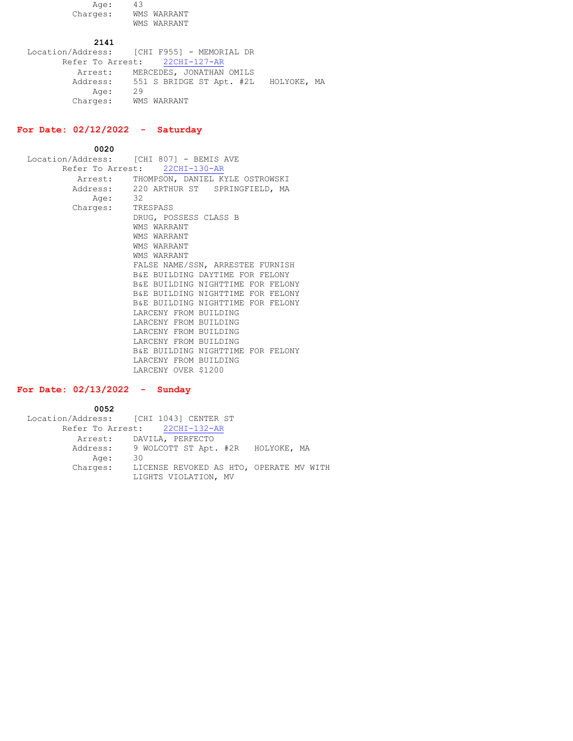Age: 43
Charges: WMS WARRANT
WMS WARRANT

**2141**

Location/Address: [CHI F955] - MEMORIAL DR
Refer To Arrest: 22CHI-127-AR
Arrest: MERCEDES, JONATHAN OMILS
Address: 551 S BRIDGE ST Apt. #2L HOLYOKE, MA
Age: 29
Charges: WMS WARRANT

## For Date: 02/12/2022 - Saturday

**0020**

Location/Address: [CHI 807] - BEMIS AVE
Refer To Arrest: 22CHI-130-AR
Arrest: THOMPSON, DANIEL KYLE OSTROWSKI
Address: 220 ARTHUR ST SPRINGFIELD, MA
Age: 32
Charges: TRESPASS
DRUG, POSSESS CLASS B
WMS WARRANT
WMS WARRANT
WMS WARRANT
WMS WARRANT
FALSE NAME/SSN, ARRESTEE FURNISH
B&E BUILDING DAYTIME FOR FELONY
B&E BUILDING NIGHTTIME FOR FELONY
B&E BUILDING NIGHTTIME FOR FELONY
B&E BUILDING NIGHTTIME FOR FELONY
LARCENY FROM BUILDING
LARCENY FROM BUILDING
LARCENY FROM BUILDING
LARCENY FROM BUILDING
B&E BUILDING NIGHTTIME FOR FELONY
LARCENY FROM BUILDING
LARCENY OVER $1200

## For Date: 02/13/2022 - Sunday

**0052**

Location/Address: [CHI 1043] CENTER ST
Refer To Arrest: 22CHI-132-AR
Arrest: DAVILA, PERFECTO
Address: 9 WOLCOTT ST Apt. #2R HOLYOKE, MA
Age: 30
Charges: LICENSE REVOKED AS HTO, OPERATE MV WITH
LIGHTS VIOLATION, MV